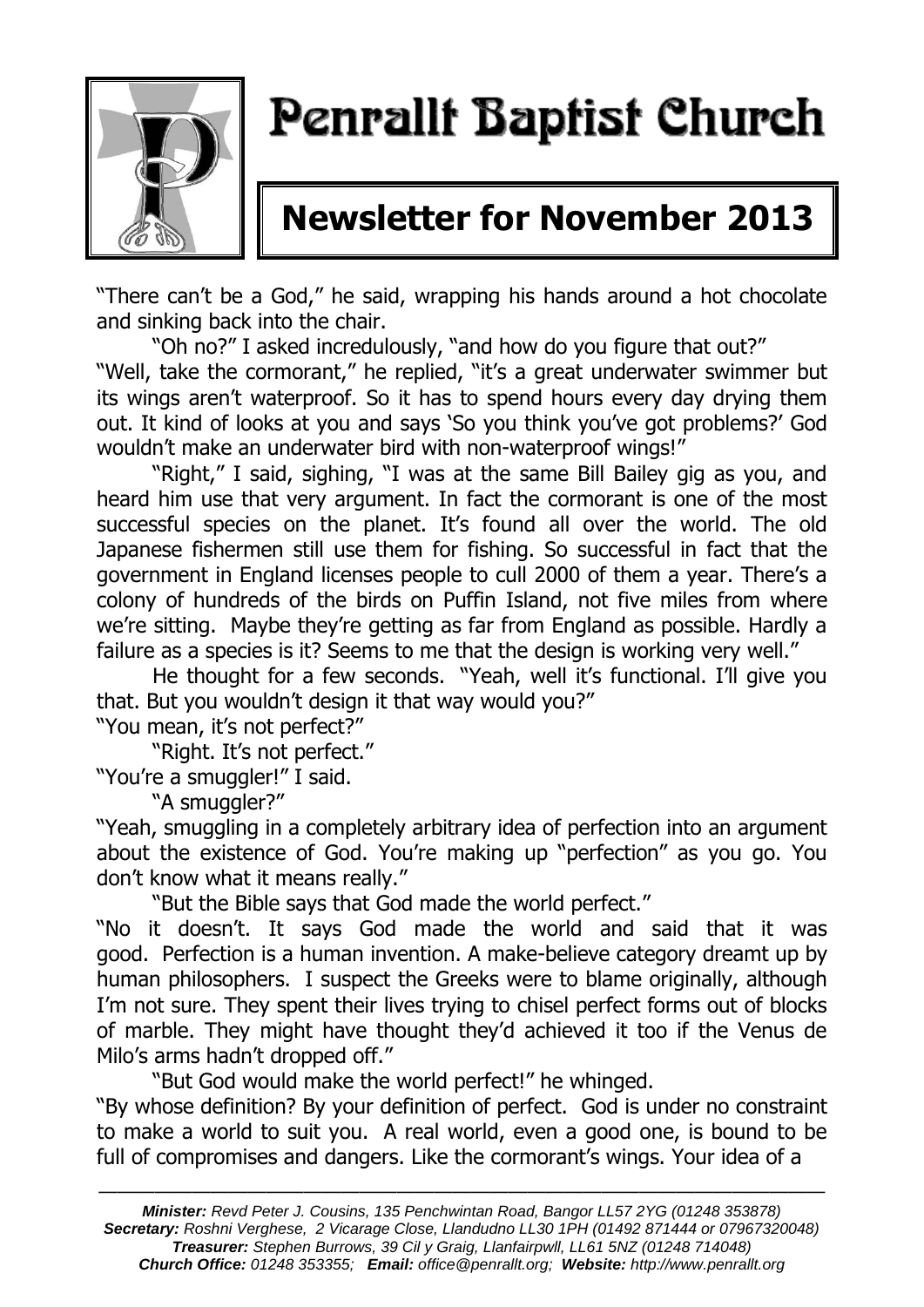# Penrallt Baptist Church

## Newsletter for November 2013

"There can't be a God," he said, wrapping his hands around a hot chocolate and sinking back into the chair.

"Oh no?" I asked incredulously, "and how do you figure that out?"

"Well, take the cormorant," he replied, "it's a great underwater swimmer but its wings aren't waterproof. So it has to spend hours every day drying them out. It kind of looks at you and says 'So you think you've got problems?' God wouldn't make an underwater bird with non-waterproof wings!"

"Right," I said, sighing, "I was at the same Bill Bailey gig as you, and heard him use that very argument. In fact the cormorant is one of the most successful species on the planet. It's found all over the world. The old Japanese fishermen still use them for fishing. So successful in fact that the government in England licenses people to cull 2000 of them a year. There's a colony of hundreds of the birds on Puffin Island, not five miles from where we're sitting. Maybe they're getting as far from England as possible. Hardly a failure as a species is it? Seems to me that the design is working very well."

He thought for a few seconds. "Yeah, well it's functional. I'll give you that. But you wouldn't design it that way would you?"

"You mean, it's not perfect?"

"Right. It's not perfect."

"You're a smuggler!" I said.

"A smuggler?"

"Yeah, smuggling in a completely arbitrary idea of perfection into an argument about the existence of God. You're making up "perfection" as you go. You don't know what it means really."

"But the Bible says that God made the world perfect."

"No it doesn't. It says God made the world and said that it was good. Perfection is a human invention. A make-believe category dreamt up by human philosophers. I suspect the Greeks were to blame originally, although I'm not sure. They spent their lives trying to chisel perfect forms out of blocks of marble. They might have thought they'd achieved it too if the Venus de Milo's arms hadn't dropped off."

"But God would make the world perfect!" he whinged.

"By whose definition? By your definition of perfect. God is under no constraint to make a world to suit you. A real world, even a good one, is bound to be full of compromises and dangers. Like the cormorant's wings. Your idea of a

---

*Minister: Revd Peter J. Cousins, 135 Penchwintan Road, Bangor LL57 2YG (01248 353878)*
*Secretary: Roshni Verghese, 2 Vicarage Close, Llandudno LL30 1PH (01492 871444 or 07967320048)*
*Treasurer: Stephen Burrows, 39 Cil y Graig, Llanfairpwll, LL61 5NZ (01248 714048)*
*Church Office: 01248 353355; Email: office@penrallt.org; Website: http://www.penrallt.org*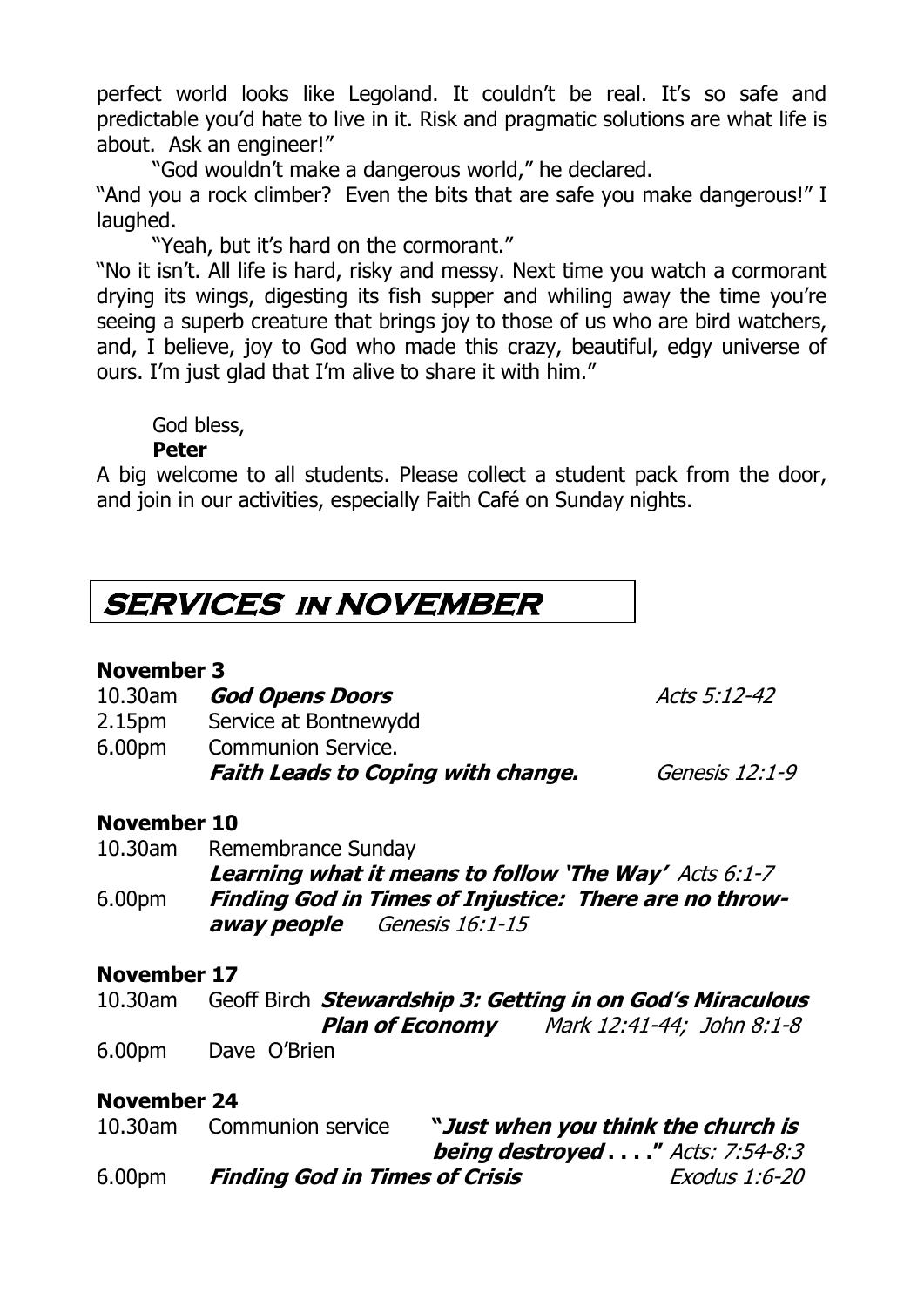perfect world looks like Legoland. It couldn't be real. It's so safe and predictable you'd hate to live in it. Risk and pragmatic solutions are what life is about. Ask an engineer!"

"God wouldn't make a dangerous world," he declared.

"And you a rock climber? Even the bits that are safe you make dangerous!" I laughed.

"Yeah, but it's hard on the cormorant."

"No it isn't. All life is hard, risky and messy. Next time you watch a cormorant drying its wings, digesting its fish supper and whiling away the time you're seeing a superb creature that brings joy to those of us who are bird watchers, and, I believe, joy to God who made this crazy, beautiful, edgy universe of ours. I'm just glad that I'm alive to share it with him."

God bless,

**Peter**

A big welcome to all students. Please collect a student pack from the door, and join in our activities, especially Faith Café on Sunday nights.

## SERVICES IN NOVEMBER

**November 3**

10.30am ***God Opens Doors*** *Acts 5:12-42*

2.15pm Service at Bontnewydd

6.00pm Communion Service.
***Faith Leads to Coping with change.*** *Genesis 12:1-9*

**November 10**

10.30am Remembrance Sunday
***Learning what it means to follow 'The Way'*** *Acts 6:1-7*

6.00pm ***Finding God in Times of Injustice: There are no throw-away people*** *Genesis 16:1-15*

**November 17**

10.30am Geoff Birch ***Stewardship 3: Getting in on God's Miraculous Plan of Economy*** *Mark 12:41-44; John 8:1-8*

6.00pm Dave O'Brien

**November 24**

10.30am Communion service ***"Just when you think the church is being destroyed . . . ."*** *Acts: 7:54-8:3*

6.00pm ***Finding God in Times of Crisis*** *Exodus 1:6-20*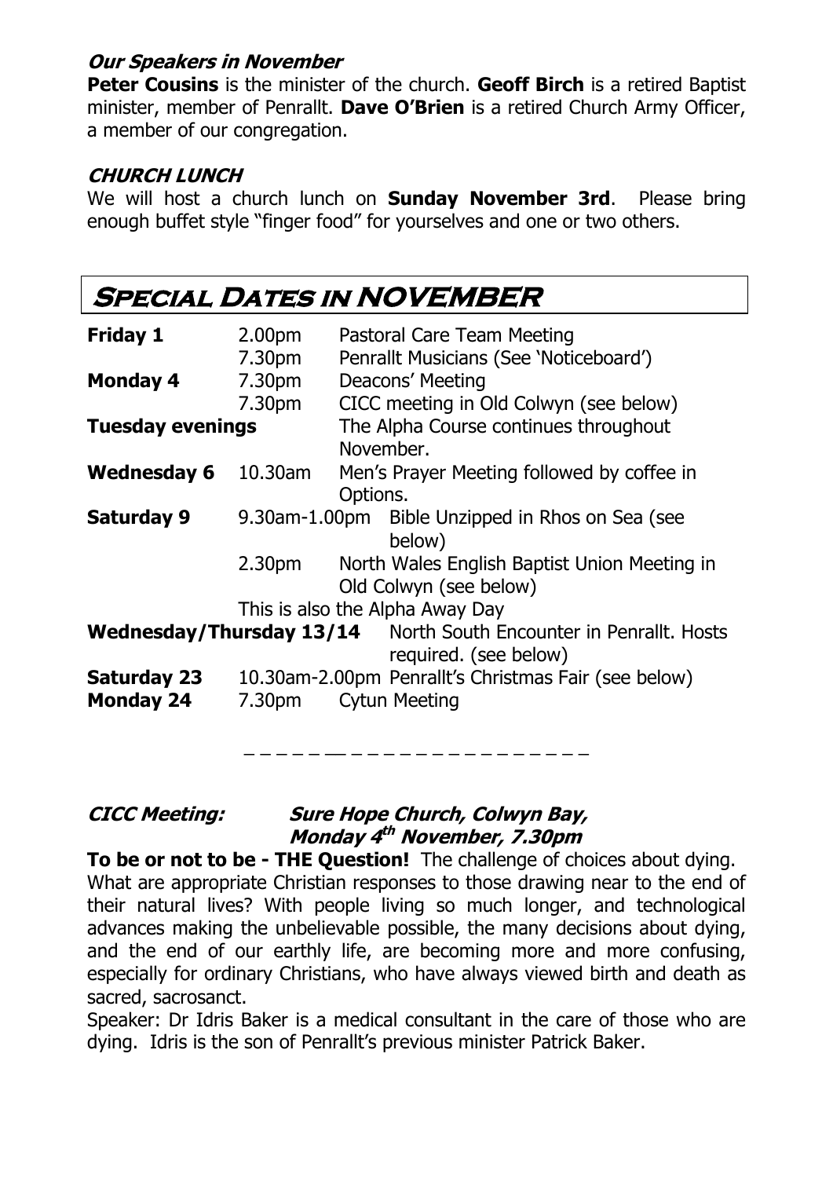### *Our Speakers in November*

**Peter Cousins** is the minister of the church. **Geoff Birch** is a retired Baptist minister, member of Penrallt. **Dave O'Brien** is a retired Church Army Officer, a member of our congregation.

### *CHURCH LUNCH*

We will host a church lunch on **Sunday November 3rd**. Please bring enough buffet style "finger food" for yourselves and one or two others.

## Special Dates in NOVEMBER

| | | |
|---|---|---|
| **Friday 1** | 2.00pm | Pastoral Care Team Meeting |
| | 7.30pm | Penrallt Musicians (See 'Noticeboard') |
| **Monday 4** | 7.30pm | Deacons' Meeting |
| | 7.30pm | CICC meeting in Old Colwyn (see below) |
| **Tuesday evenings** | | The Alpha Course continues throughout November. |
| **Wednesday 6** | 10.30am | Men's Prayer Meeting followed by coffee in Options. |
| **Saturday 9** | 9.30am-1.00pm | Bible Unzipped in Rhos on Sea (see below) |
| | 2.30pm | North Wales English Baptist Union Meeting in Old Colwyn (see below) |
| | | This is also the Alpha Away Day |
| **Wednesday/Thursday 13/14** | | North South Encounter in Penrallt. Hosts required. (see below) |
| **Saturday 23** | 10.30am-2.00pm | Penrallt's Christmas Fair (see below) |
| **Monday 24** | 7.30pm | Cytun Meeting |

---

### *CICC Meeting: Sure Hope Church, Colwyn Bay, Monday 4th November, 7.30pm*

**To be or not to be - THE Question!** The challenge of choices about dying.
What are appropriate Christian responses to those drawing near to the end of their natural lives? With people living so much longer, and technological advances making the unbelievable possible, the many decisions about dying, and the end of our earthly life, are becoming more and more confusing, especially for ordinary Christians, who have always viewed birth and death as sacred, sacrosanct.

Speaker: Dr Idris Baker is a medical consultant in the care of those who are dying. Idris is the son of Penrallt's previous minister Patrick Baker.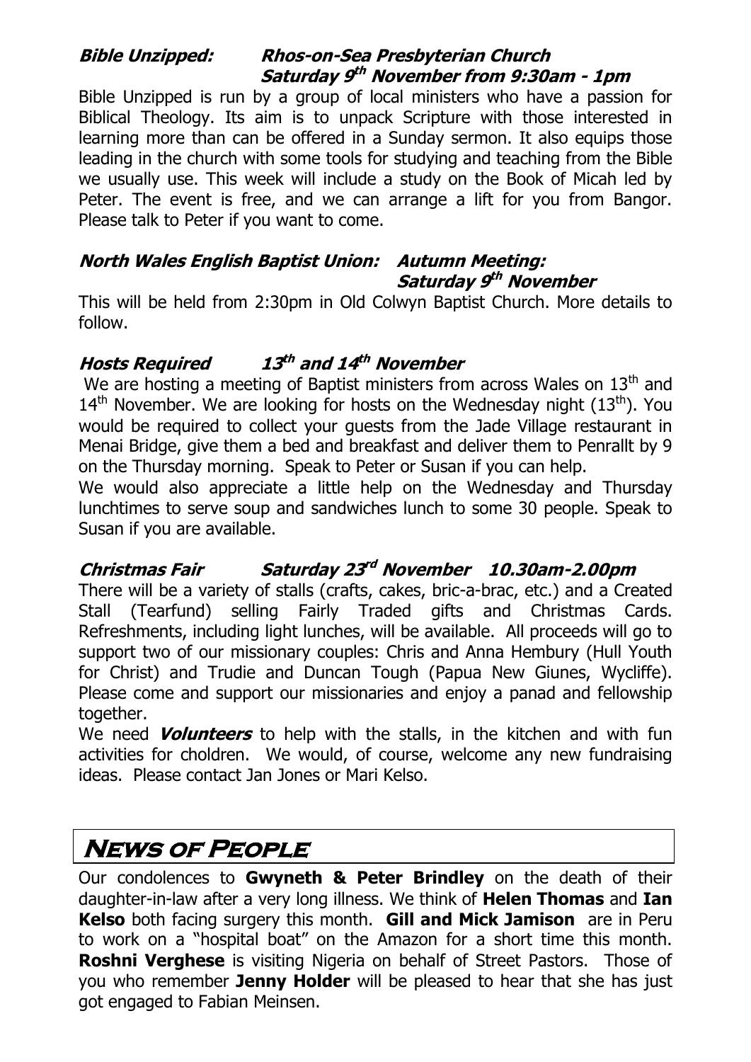**_Bible Unzipped: Rhos-on-Sea Presbyterian Church_**
**_Saturday 9th November from 9:30am - 1pm_**

Bible Unzipped is run by a group of local ministers who have a passion for Biblical Theology. Its aim is to unpack Scripture with those interested in learning more than can be offered in a Sunday sermon. It also equips those leading in the church with some tools for studying and teaching from the Bible we usually use. This week will include a study on the Book of Micah led by Peter. The event is free, and we can arrange a lift for you from Bangor. Please talk to Peter if you want to come.

**_North Wales English Baptist Union: Autumn Meeting:_**
**_Saturday 9th November_**

This will be held from 2:30pm in Old Colwyn Baptist Church. More details to follow.

**_Hosts Required 13th and 14th November_**

We are hosting a meeting of Baptist ministers from across Wales on 13th and 14th November. We are looking for hosts on the Wednesday night (13th). You would be required to collect your guests from the Jade Village restaurant in Menai Bridge, give them a bed and breakfast and deliver them to Penrallt by 9 on the Thursday morning. Speak to Peter or Susan if you can help.

We would also appreciate a little help on the Wednesday and Thursday lunchtimes to serve soup and sandwiches lunch to some 30 people. Speak to Susan if you are available.

**_Christmas Fair Saturday 23rd November 10.30am-2.00pm_**

There will be a variety of stalls (crafts, cakes, bric-a-brac, etc.) and a Created Stall (Tearfund) selling Fairly Traded gifts and Christmas Cards. Refreshments, including light lunches, will be available. All proceeds will go to support two of our missionary couples: Chris and Anna Hembury (Hull Youth for Christ) and Trudie and Duncan Tough (Papua New Giunes, Wycliffe). Please come and support our missionaries and enjoy a panad and fellowship together.

We need **_Volunteers_** to help with the stalls, in the kitchen and with fun activities for choldren. We would, of course, welcome any new fundraising ideas. Please contact Jan Jones or Mari Kelso.

## News of People

Our condolences to **Gwyneth & Peter Brindley** on the death of their daughter-in-law after a very long illness. We think of **Helen Thomas** and **Ian Kelso** both facing surgery this month. **Gill and Mick Jamison** are in Peru to work on a "hospital boat" on the Amazon for a short time this month. **Roshni Verghese** is visiting Nigeria on behalf of Street Pastors. Those of you who remember **Jenny Holder** will be pleased to hear that she has just got engaged to Fabian Meinsen.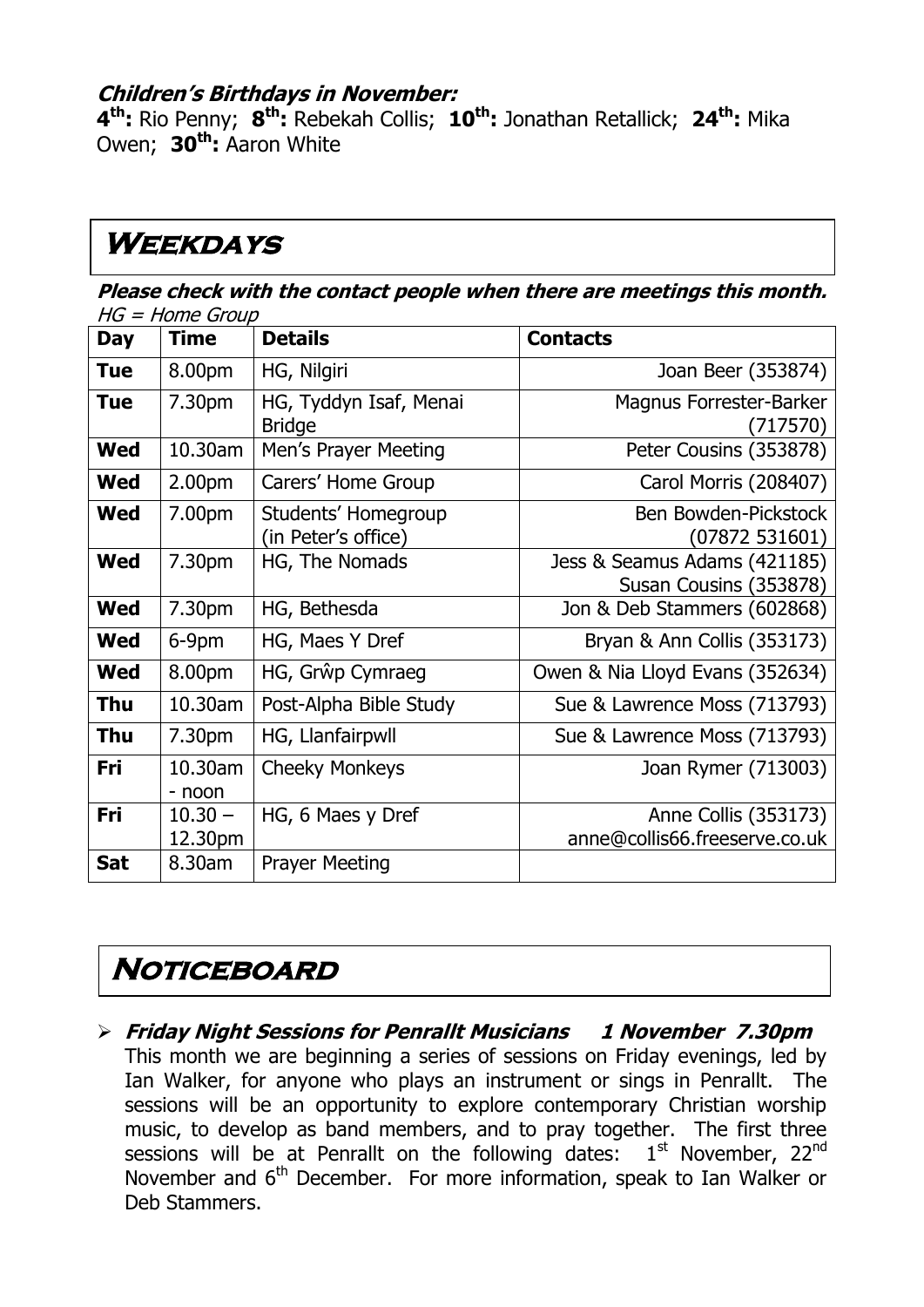**_Children's Birthdays in November:_**

**4th:** Rio Penny; **8th:** Rebekah Collis; **10th:** Jonathan Retallick; **24th:** Mika Owen; **30th:** Aaron White

# Weekdays

**_Please check with the contact people when there are meetings this month._**

*HG = Home Group*

| Day | Time | Details | Contacts |
|---|---|---|---|
| **Tue** | 8.00pm | HG, Nilgiri | Joan Beer (353874) |
| **Tue** | 7.30pm | HG, Tyddyn Isaf, Menai Bridge | Magnus Forrester-Barker (717570) |
| **Wed** | 10.30am | Men's Prayer Meeting | Peter Cousins (353878) |
| **Wed** | 2.00pm | Carers' Home Group | Carol Morris (208407) |
| **Wed** | 7.00pm | Students' Homegroup (in Peter's office) | Ben Bowden-Pickstock (07872 531601) |
| **Wed** | 7.30pm | HG, The Nomads | Jess & Seamus Adams (421185) Susan Cousins (353878) |
| **Wed** | 7.30pm | HG, Bethesda | Jon & Deb Stammers (602868) |
| **Wed** | 6-9pm | HG, Maes Y Dref | Bryan & Ann Collis (353173) |
| **Wed** | 8.00pm | HG, Grŵp Cymraeg | Owen & Nia Lloyd Evans (352634) |
| **Thu** | 10.30am | Post-Alpha Bible Study | Sue & Lawrence Moss (713793) |
| **Thu** | 7.30pm | HG, Llanfairpwll | Sue & Lawrence Moss (713793) |
| **Fri** | 10.30am - noon | Cheeky Monkeys | Joan Rymer (713003) |
| **Fri** | 10.30 – 12.30pm | HG, 6 Maes y Dref | Anne Collis (353173) anne@collis66.freeserve.co.uk |
| **Sat** | 8.30am | Prayer Meeting | |

# Noticeboard

- **_Friday Night Sessions for Penrallt Musicians 1 November 7.30pm_**
  This month we are beginning a series of sessions on Friday evenings, led by Ian Walker, for anyone who plays an instrument or sings in Penrallt. The sessions will be an opportunity to explore contemporary Christian worship music, to develop as band members, and to pray together. The first three sessions will be at Penrallt on the following dates: 1st November, 22nd November and 6th December. For more information, speak to Ian Walker or Deb Stammers.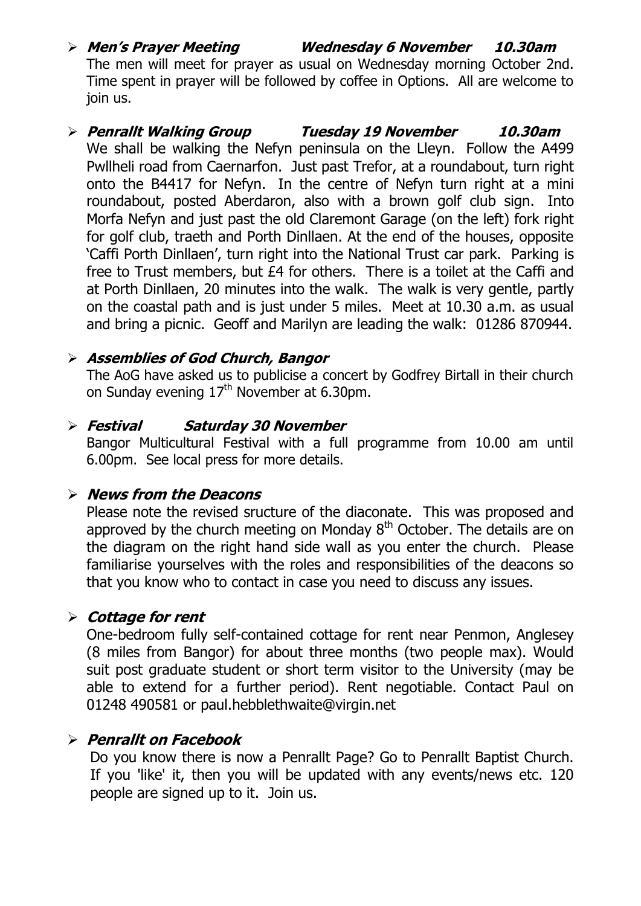- ***Men's Prayer Meeting*** ***Wednesday 6 November*** ***10.30am***
  The men will meet for prayer as usual on Wednesday morning October 2nd. Time spent in prayer will be followed by coffee in Options. All are welcome to join us.

- ***Penrallt Walking Group*** ***Tuesday 19 November*** ***10.30am***
  We shall be walking the Nefyn peninsula on the Lleyn. Follow the A499 Pwllheli road from Caernarfon. Just past Trefor, at a roundabout, turn right onto the B4417 for Nefyn. In the centre of Nefyn turn right at a mini roundabout, posted Aberdaron, also with a brown golf club sign. Into Morfa Nefyn and just past the old Claremont Garage (on the left) fork right for golf club, traeth and Porth Dinllaen. At the end of the houses, opposite 'Caffi Porth Dinllaen', turn right into the National Trust car park. Parking is free to Trust members, but £4 for others. There is a toilet at the Caffi and at Porth Dinllaen, 20 minutes into the walk. The walk is very gentle, partly on the coastal path and is just under 5 miles. Meet at 10.30 a.m. as usual and bring a picnic. Geoff and Marilyn are leading the walk: 01286 870944.

- ***Assemblies of God Church, Bangor***
  The AoG have asked us to publicise a concert by Godfrey Birtall in their church on Sunday evening 17th November at 6.30pm.

- ***Festival*** ***Saturday 30 November***
  Bangor Multicultural Festival with a full programme from 10.00 am until 6.00pm. See local press for more details.

- ***News from the Deacons***
  Please note the revised sructure of the diaconate. This was proposed and approved by the church meeting on Monday 8th October. The details are on the diagram on the right hand side wall as you enter the church. Please familiarise yourselves with the roles and responsibilities of the deacons so that you know who to contact in case you need to discuss any issues.

- ***Cottage for rent***
  One-bedroom fully self-contained cottage for rent near Penmon, Anglesey (8 miles from Bangor) for about three months (two people max). Would suit post graduate student or short term visitor to the University (may be able to extend for a further period). Rent negotiable. Contact Paul on 01248 490581 or paul.hebblethwaite@virgin.net

- ***Penrallt on Facebook***
  Do you know there is now a Penrallt Page? Go to Penrallt Baptist Church. If you 'like' it, then you will be updated with any events/news etc. 120 people are signed up to it. Join us.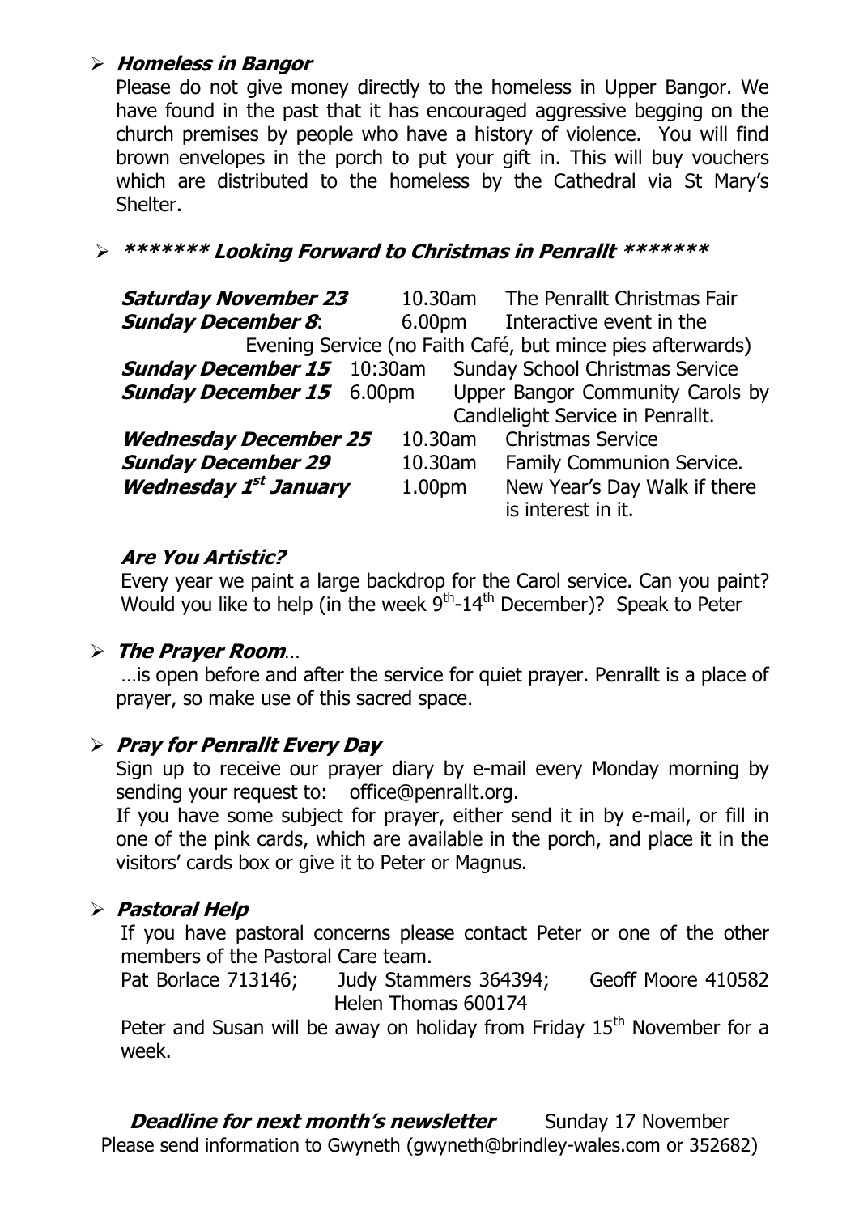- ***Homeless in Bangor***

  Please do not give money directly to the homeless in Upper Bangor. We have found in the past that it has encouraged aggressive begging on the church premises by people who have a history of violence. You will find brown envelopes in the porch to put your gift in. This will buy vouchers which are distributed to the homeless by the Cathedral via St Mary's Shelter.

- ***\*\*\*\*\*\*\* Looking Forward to Christmas in Penrallt \*\*\*\*\*\*\****

| | | |
|---|---|---|
| ***Saturday November 23*** | 10.30am | The Penrallt Christmas Fair |
| ***Sunday December 8*:** | 6.00pm | Interactive event in the Evening Service (no Faith Café, but mince pies afterwards) |
| ***Sunday December 15*** | 10:30am | Sunday School Christmas Service |
| ***Sunday December 15*** | 6.00pm | Upper Bangor Community Carols by Candlelight Service in Penrallt. |
| ***Wednesday December 25*** | 10.30am | Christmas Service |
| ***Sunday December 29*** | 10.30am | Family Communion Service. |
| ***Wednesday 1st January*** | 1.00pm | New Year's Day Walk if there is interest in it. |

***Are You Artistic?***

Every year we paint a large backdrop for the Carol service. Can you paint? Would you like to help (in the week 9th-14th December)? Speak to Peter

- ***The Prayer Room…***

  …is open before and after the service for quiet prayer. Penrallt is a place of prayer, so make use of this sacred space.

- ***Pray for Penrallt Every Day***

  Sign up to receive our prayer diary by e-mail every Monday morning by sending your request to: office@penrallt.org.

  If you have some subject for prayer, either send it in by e-mail, or fill in one of the pink cards, which are available in the porch, and place it in the visitors' cards box or give it to Peter or Magnus.

- ***Pastoral Help***

  If you have pastoral concerns please contact Peter or one of the other members of the Pastoral Care team.

  Pat Borlace 713146; Judy Stammers 364394; Geoff Moore 410582
  Helen Thomas 600174

  Peter and Susan will be away on holiday from Friday 15th November for a week.

***Deadline for next month's newsletter*** Sunday 17 November

Please send information to Gwyneth (gwyneth@brindley-wales.com or 352682)